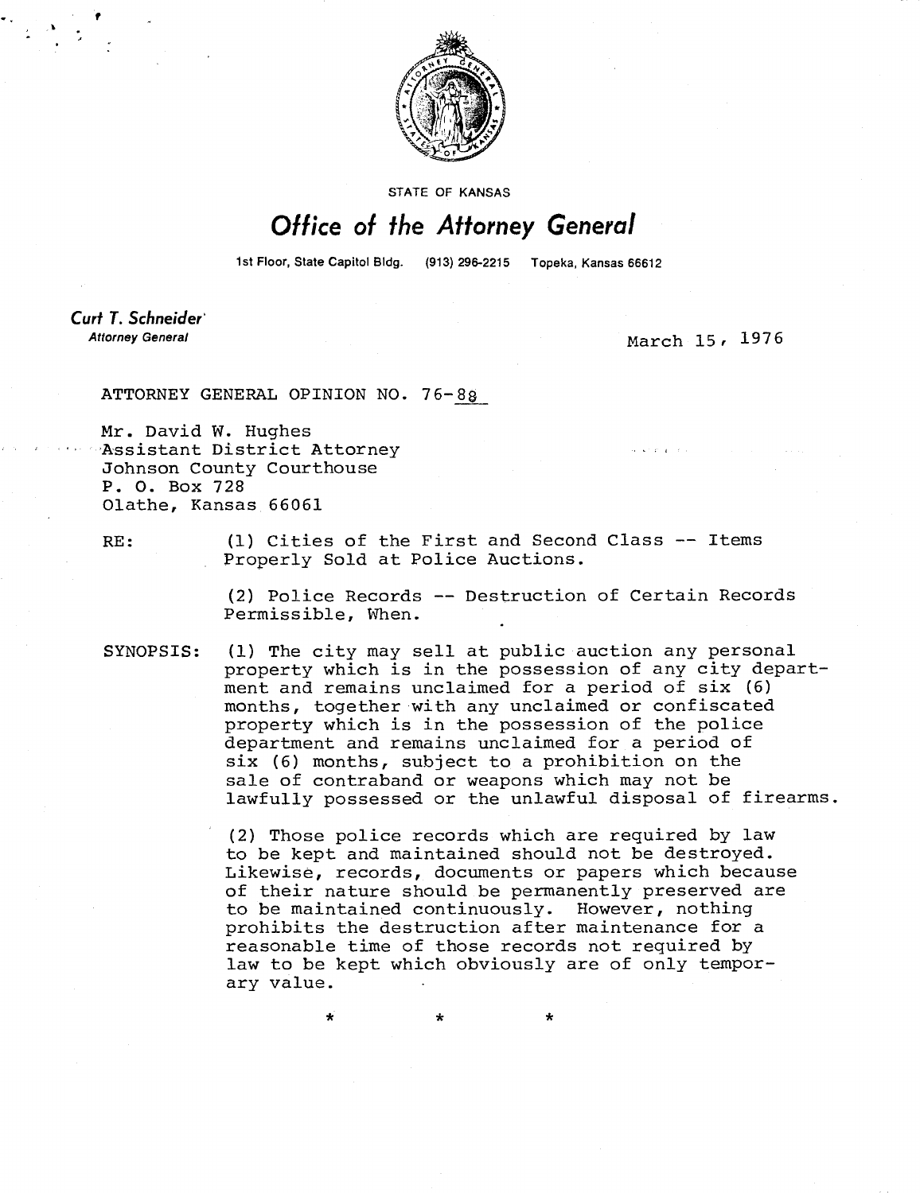STATE OF KANSAS

# Office of the Attorney General

1st Floor, State Capitol Bldg. (913) 296-2215 Topeka, Kansas 66612

**Curt T. Schneider**
*Attorney General*

March 15, 1976

ATTORNEY GENERAL OPINION NO. 76-88

Mr. David W. Hughes
Assistant District Attorney
Johnson County Courthouse
P. O. Box 728
Olathe, Kansas 66061

RE: (1) Cities of the First and Second Class -- Items Properly Sold at Police Auctions.

(2) Police Records -- Destruction of Certain Records Permissible, When.

SYNOPSIS: (1) The city may sell at public auction any personal property which is in the possession of any city department and remains unclaimed for a period of six (6) months, together with any unclaimed or confiscated property which is in the possession of the police department and remains unclaimed for a period of six (6) months, subject to a prohibition on the sale of contraband or weapons which may not be lawfully possessed or the unlawful disposal of firearms.

(2) Those police records which are required by law to be kept and maintained should not be destroyed. Likewise, records, documents or papers which because of their nature should be permanently preserved are to be maintained continuously. However, nothing prohibits the destruction after maintenance for a reasonable time of those records not required by law to be kept which obviously are of only temporary value.

\* \* \*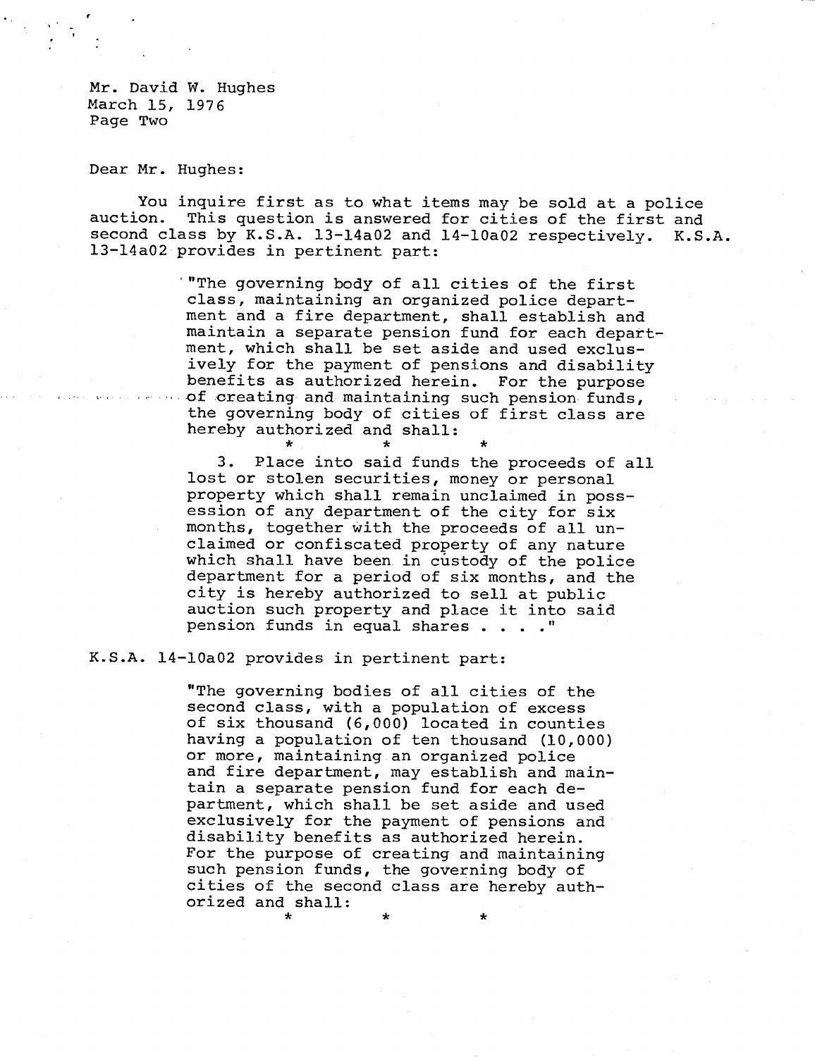Mr. David W. Hughes
March 15, 1976
Page Two

Dear Mr. Hughes:

You inquire first as to what items may be sold at a police auction. This question is answered for cities of the first and second class by K.S.A. 13-14a02 and 14-10a02 respectively. K.S.A. 13-14a02 provides in pertinent part:

> "The governing body of all cities of the first class, maintaining an organized police department and a fire department, shall establish and maintain a separate pension fund for each department, which shall be set aside and used exclusively for the payment of pensions and disability benefits as authorized herein. For the purpose of creating and maintaining such pension funds, the governing body of cities of first class are hereby authorized and shall:
>
> \* \* \*
>
> 3. Place into said funds the proceeds of all lost or stolen securities, money or personal property which shall remain unclaimed in possession of any department of the city for six months, together with the proceeds of all unclaimed or confiscated property of any nature which shall have been in custody of the police department for a period of six months, and the city is hereby authorized to sell at public auction such property and place it into said pension funds in equal shares . . . ."

K.S.A. 14-10a02 provides in pertinent part:

> "The governing bodies of all cities of the second class, with a population of excess of six thousand (6,000) located in counties having a population of ten thousand (10,000) or more, maintaining an organized police and fire department, may establish and maintain a separate pension fund for each department, which shall be set aside and used exclusively for the payment of pensions and disability benefits as authorized herein. For the purpose of creating and maintaining such pension funds, the governing body of cities of the second class are hereby authorized and shall:
>
> \* \* \*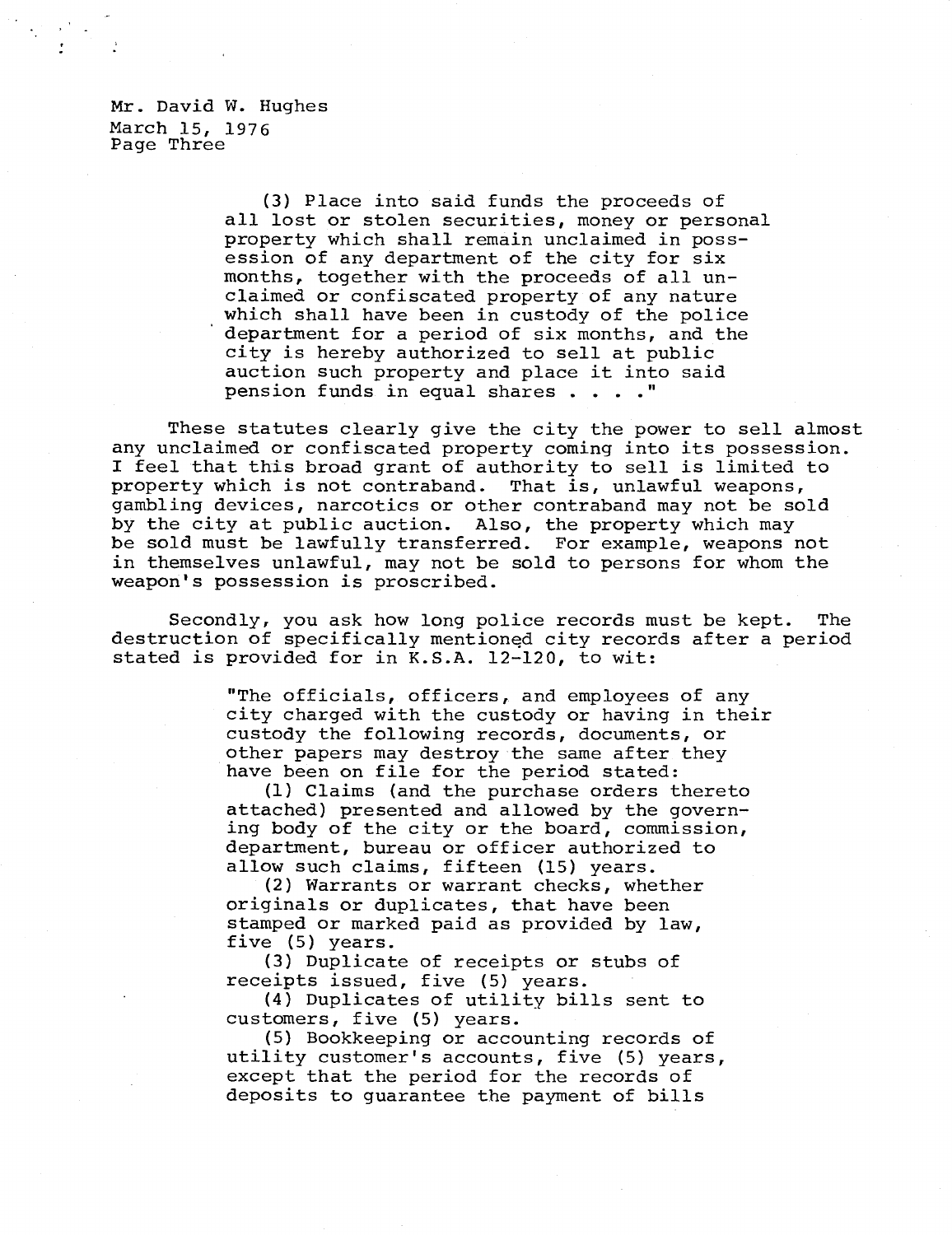> (3) Place into said funds the proceeds of all lost or stolen securities, money or personal property which shall remain unclaimed in possession of any department of the city for six months, together with the proceeds of all unclaimed or confiscated property of any nature which shall have been in custody of the police department for a period of six months, and the city is hereby authorized to sell at public auction such property and place it into said pension funds in equal shares . . . ."

These statutes clearly give the city the power to sell almost any unclaimed or confiscated property coming into its possession. I feel that this broad grant of authority to sell is limited to property which is not contraband. That is, unlawful weapons, gambling devices, narcotics or other contraband may not be sold by the city at public auction. Also, the property which may be sold must be lawfully transferred. For example, weapons not in themselves unlawful, may not be sold to persons for whom the weapon's possession is proscribed.

Secondly, you ask how long police records must be kept. The destruction of specifically mentioned city records after a period stated is provided for in K.S.A. 12-120, to wit:

> "The officials, officers, and employees of any city charged with the custody or having in their custody the following records, documents, or other papers may destroy the same after they have been on file for the period stated:
>
> (1) Claims (and the purchase orders thereto attached) presented and allowed by the governing body of the city or the board, commission, department, bureau or officer authorized to allow such claims, fifteen (15) years.
>
> (2) Warrants or warrant checks, whether originals or duplicates, that have been stamped or marked paid as provided by law, five (5) years.
>
> (3) Duplicate of receipts or stubs of receipts issued, five (5) years.
>
> (4) Duplicates of utility bills sent to customers, five (5) years.
>
> (5) Bookkeeping or accounting records of utility customer's accounts, five (5) years, except that the period for the records of deposits to guarantee the payment of bills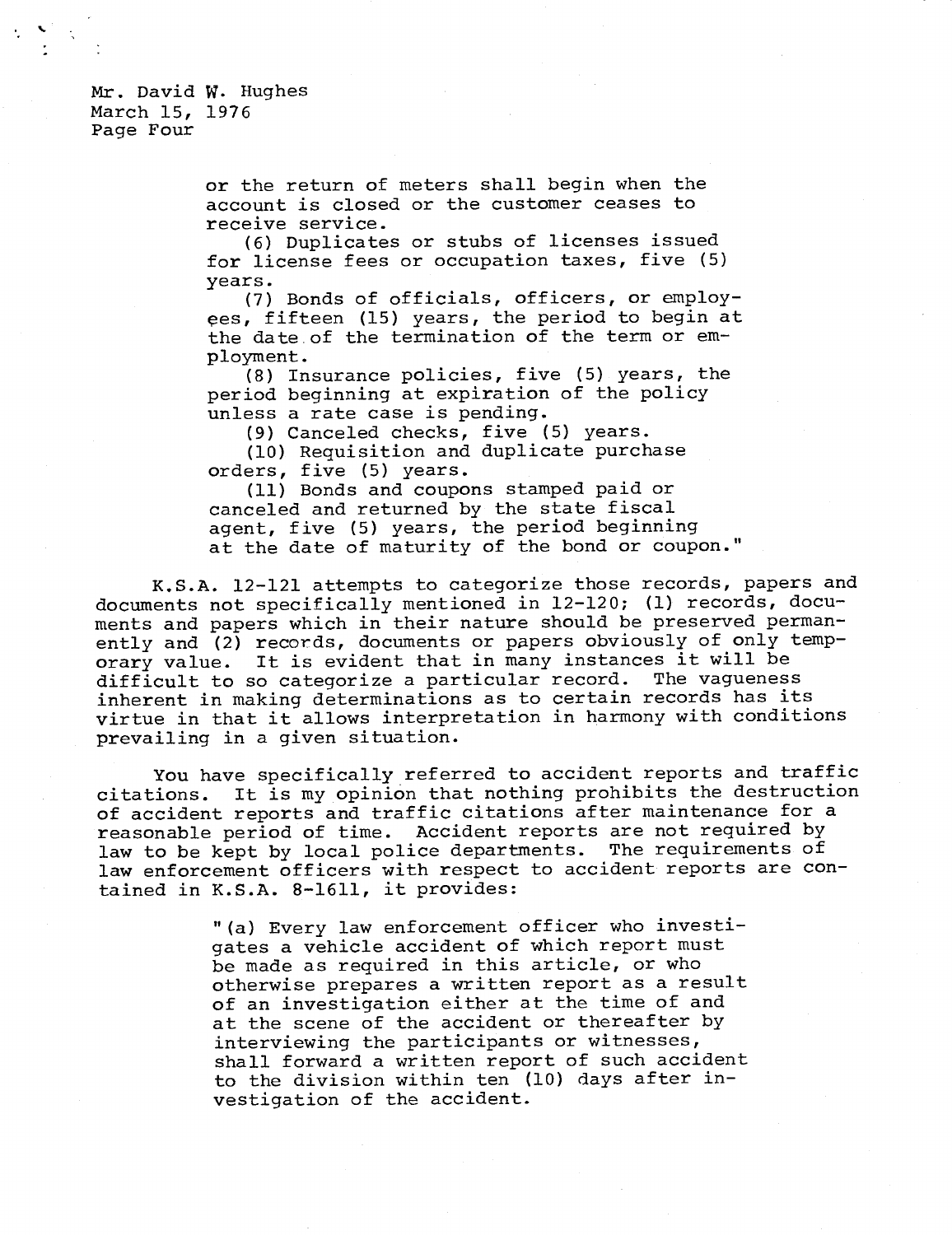Mr. David W. Hughes
March 15, 1976
Page Four

> or the return of meters shall begin when the account is closed or the customer ceases to receive service.
>
> (6) Duplicates or stubs of licenses issued for license fees or occupation taxes, five (5) years.
>
> (7) Bonds of officials, officers, or employees, fifteen (15) years, the period to begin at the date of the termination of the term or employment.
>
> (8) Insurance policies, five (5) years, the period beginning at expiration of the policy unless a rate case is pending.
>
> (9) Canceled checks, five (5) years.
>
> (10) Requisition and duplicate purchase orders, five (5) years.
>
> (11) Bonds and coupons stamped paid or canceled and returned by the state fiscal agent, five (5) years, the period beginning at the date of maturity of the bond or coupon."

K.S.A. 12-121 attempts to categorize those records, papers and documents not specifically mentioned in 12-120; (1) records, documents and papers which in their nature should be preserved permanently and (2) records, documents or papers obviously of only temporary value. It is evident that in many instances it will be difficult to so categorize a particular record. The vagueness inherent in making determinations as to certain records has its virtue in that it allows interpretation in harmony with conditions prevailing in a given situation.

You have specifically referred to accident reports and traffic citations. It is my opinion that nothing prohibits the destruction of accident reports and traffic citations after maintenance for a reasonable period of time. Accident reports are not required by law to be kept by local police departments. The requirements of law enforcement officers with respect to accident reports are contained in K.S.A. 8-1611, it provides:

> "(a) Every law enforcement officer who investigates a vehicle accident of which report must be made as required in this article, or who otherwise prepares a written report as a result of an investigation either at the time of and at the scene of the accident or thereafter by interviewing the participants or witnesses, shall forward a written report of such accident to the division within ten (10) days after investigation of the accident.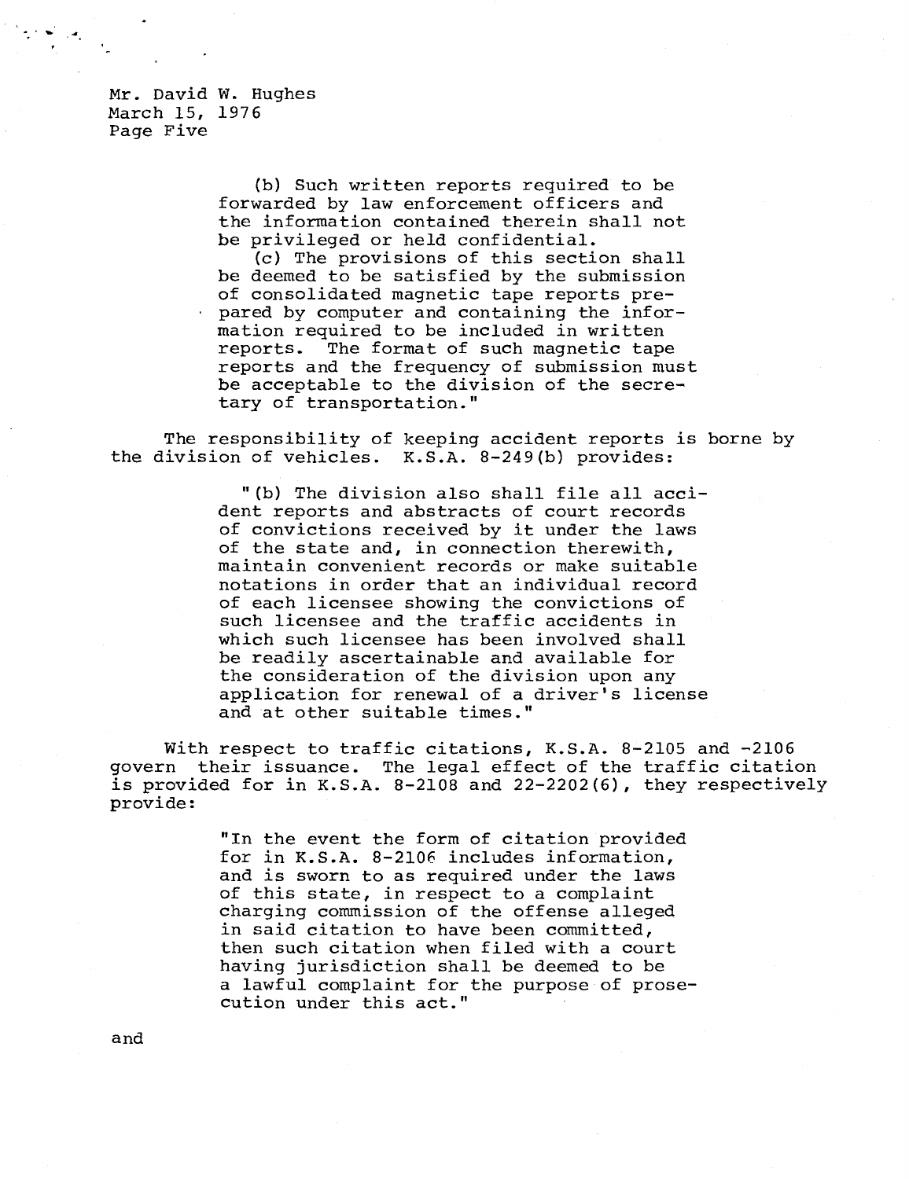> (b) Such written reports required to be forwarded by law enforcement officers and the information contained therein shall not be privileged or held confidential.
>
> (c) The provisions of this section shall be deemed to be satisfied by the submission of consolidated magnetic tape reports prepared by computer and containing the information required to be included in written reports. The format of such magnetic tape reports and the frequency of submission must be acceptable to the division of the secretary of transportation."

The responsibility of keeping accident reports is borne by the division of vehicles. K.S.A. 8-249(b) provides:

> "(b) The division also shall file all accident reports and abstracts of court records of convictions received by it under the laws of the state and, in connection therewith, maintain convenient records or make suitable notations in order that an individual record of each licensee showing the convictions of such licensee and the traffic accidents in which such licensee has been involved shall be readily ascertainable and available for the consideration of the division upon any application for renewal of a driver's license and at other suitable times."

With respect to traffic citations, K.S.A. 8-2105 and -2106 govern their issuance. The legal effect of the traffic citation is provided for in K.S.A. 8-2108 and 22-2202(6), they respectively provide:

> "In the event the form of citation provided for in K.S.A. 8-2106 includes information, and is sworn to as required under the laws of this state, in respect to a complaint charging commission of the offense alleged in said citation to have been committed, then such citation when filed with a court having jurisdiction shall be deemed to be a lawful complaint for the purpose of prosecution under this act."

and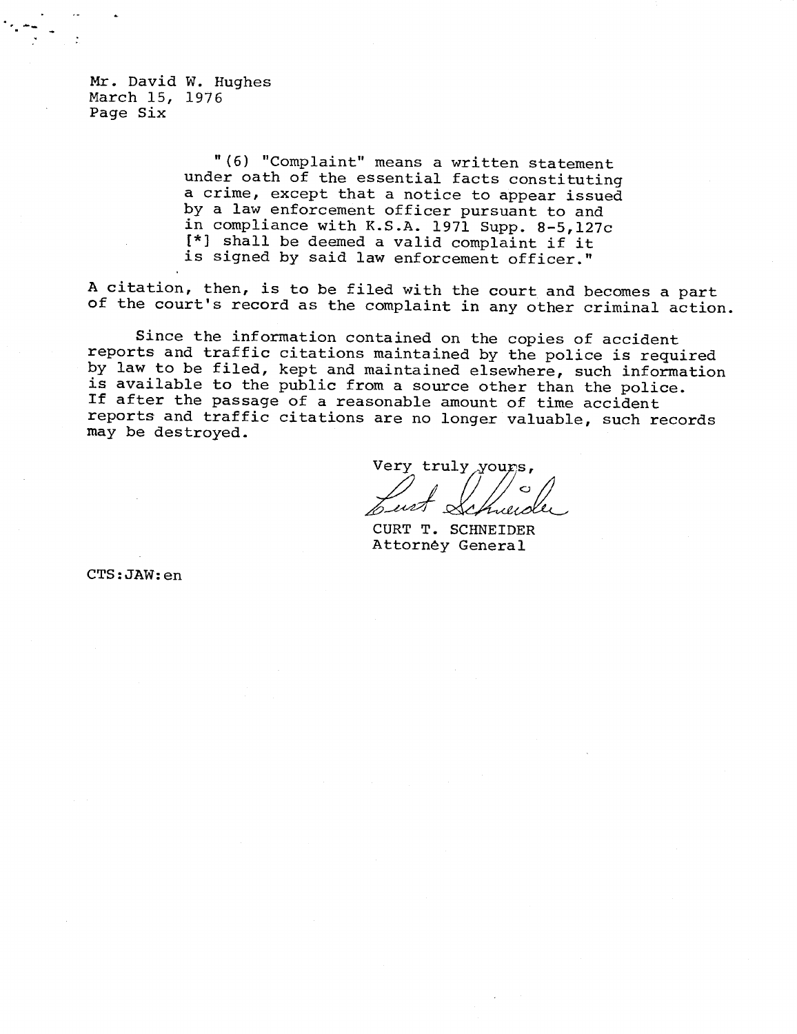Mr. David W. Hughes
March 15, 1976
Page Six

> "(6) "Complaint" means a written statement under oath of the essential facts constituting a crime, except that a notice to appear issued by a law enforcement officer pursuant to and in compliance with K.S.A. 1971 Supp. 8-5,127c [*] shall be deemed a valid complaint if it is signed by said law enforcement officer."

A citation, then, is to be filed with the court and becomes a part of the court's record as the complaint in any other criminal action.

Since the information contained on the copies of accident reports and traffic citations maintained by the police is required by law to be filed, kept and maintained elsewhere, such information is available to the public from a source other than the police. If after the passage of a reasonable amount of time accident reports and traffic citations are no longer valuable, such records may be destroyed.

Very truly yours,

CURT T. SCHNEIDER
Attorney General

CTS:JAW:en